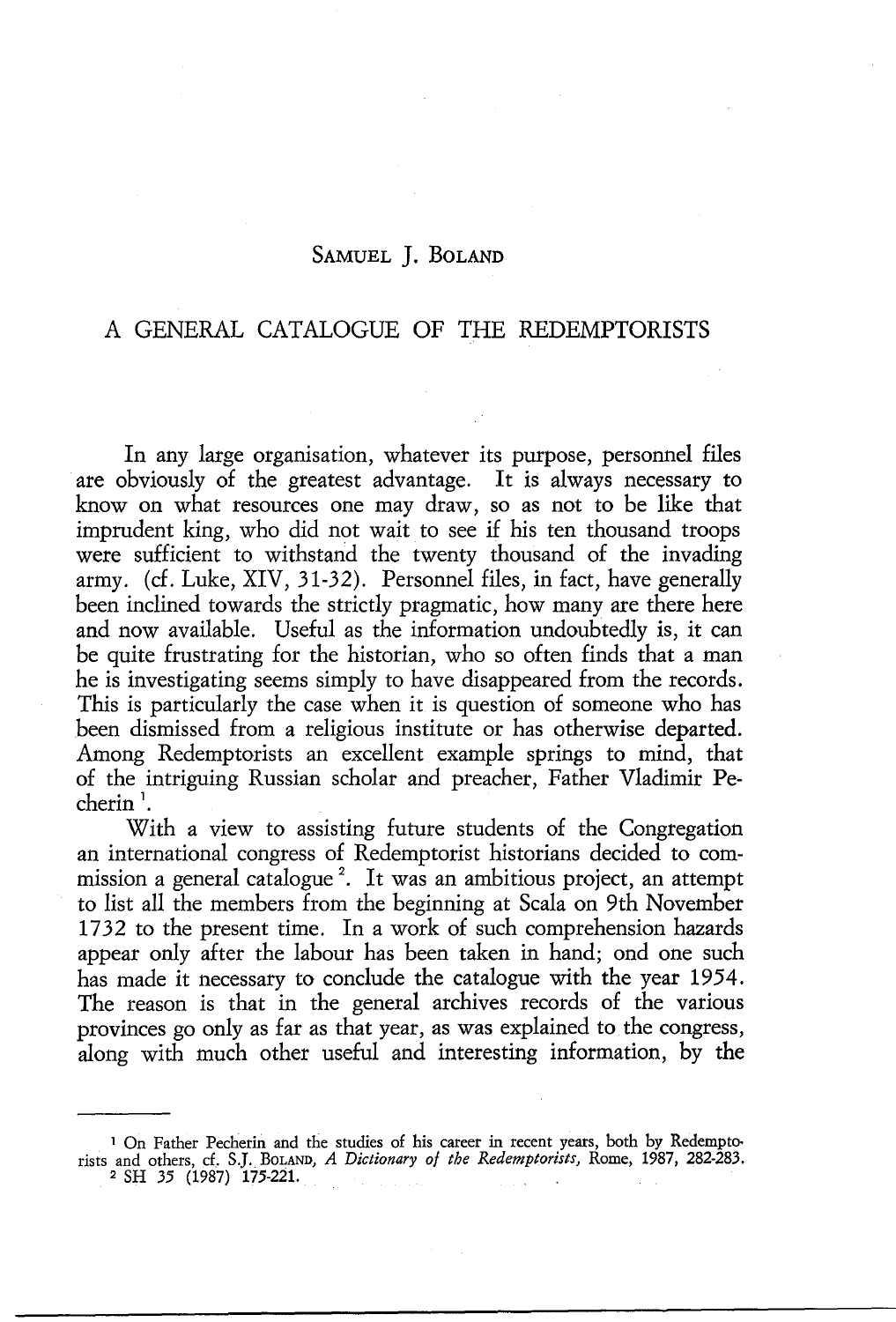Samuel J. Boland

# A GENERAL CATALOGUE OF THE REDEMPTORISTS

In any large organisation, whatever its purpose, personnel files are obviously of the greatest advantage. It is always necessary to know on what resources one may draw, so as not to be like that imprudent king, who did not wait to see if his ten thousand troops were sufficient to withstand the twenty thousand of the invading army. (cf. Luke, XIV, 31-32). Personnel files, in fact, have generally been inclined towards the strictly pragmatic, how many are there here and now available. Useful as the information undoubtedly is, it can be quite frustrating for the historian, who so often finds that a man he is investigating seems simply to have disappeared from the records. This is particularly the case when it is question of someone who has been dismissed from a religious institute or has otherwise departed. Among Redemptorists an excellent example springs to mind, that of the intriguing Russian scholar and preacher, Father Vladimir Pecherin [1].

With a view to assisting future students of the Congregation an international congress of Redemptorist historians decided to commission a general catalogue [2]. It was an ambitious project, an attempt to list all the members from the beginning at Scala on 9th November 1732 to the present time. In a work of such comprehension hazards appear only after the labour has been taken in hand; ond one such has made it necessary to conclude the catalogue with the year 1954. The reason is that in the general archives records of the various provinces go only as far as that year, as was explained to the congress, along with much other useful and interesting information, by the

---

[1] On Father Pecherin and the studies of his career in recent years, both by Redemptorists and others, cf. S.J. Boland, *A Dictionary of the Redemptorists*, Rome, 1987, 282-283.

[2] SH 35 (1987) 175-221.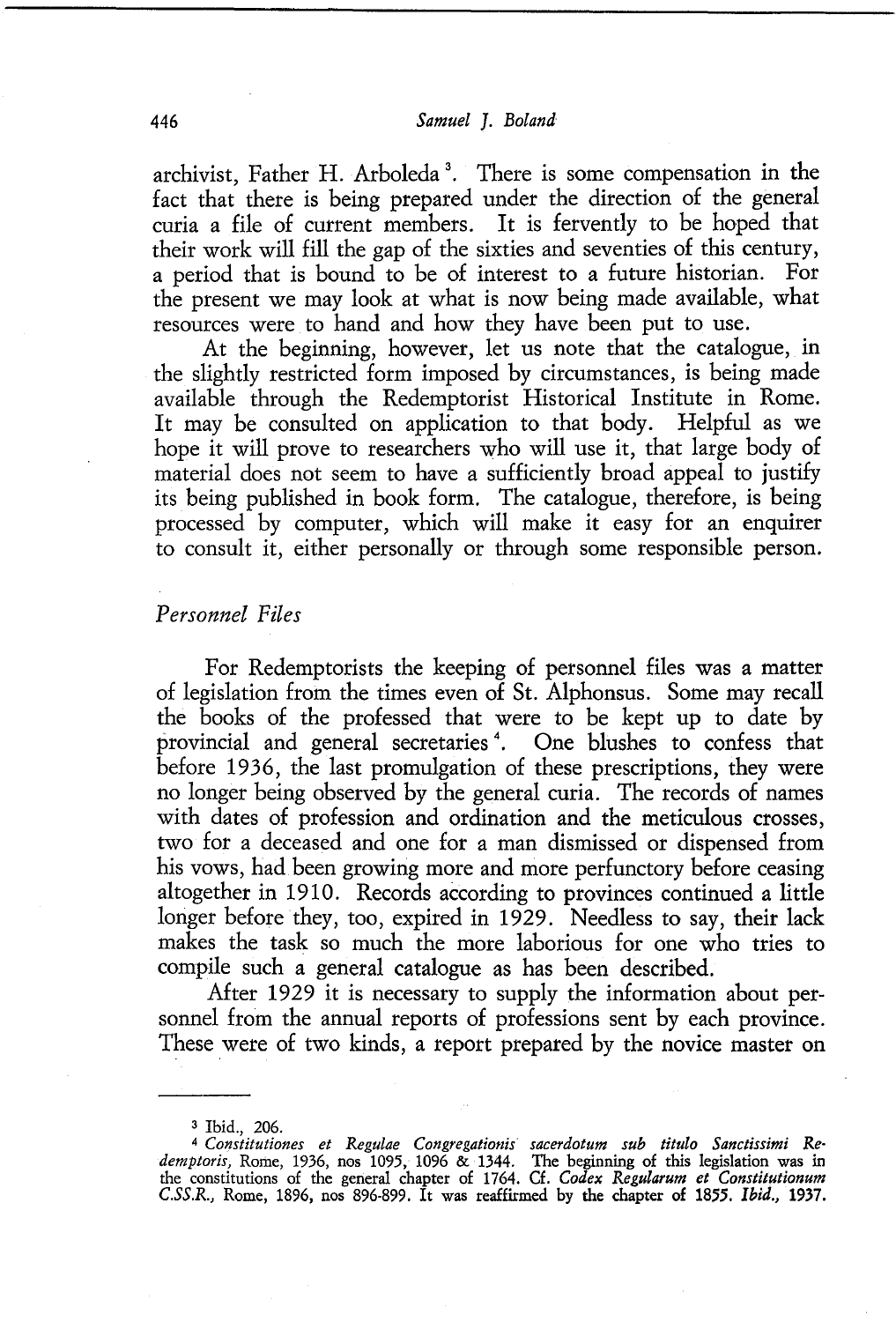archivist, Father H. Arboleda [3]. There is some compensation in the fact that there is being prepared under the direction of the general curia a file of current members. It is fervently to be hoped that their work will fill the gap of the sixties and seventies of this century, a period that is bound to be of interest to a future historian. For the present we may look at what is now being made available, what resources were to hand and how they have been put to use.

At the beginning, however, let us note that the catalogue, in the slightly restricted form imposed by circumstances, is being made available through the Redemptorist Historical Institute in Rome. It may be consulted on application to that body. Helpful as we hope it will prove to researchers who will use it, that large body of material does not seem to have a sufficiently broad appeal to justify its being published in book form. The catalogue, therefore, is being processed by computer, which will make it easy for an enquirer to consult it, either personally or through some responsible person.

### *Personnel Files*

For Redemptorists the keeping of personnel files was a matter of legislation from the times even of St. Alphonsus. Some may recall the books of the professed that were to be kept up to date by provincial and general secretaries [4]. One blushes to confess that before 1936, the last promulgation of these prescriptions, they were no longer being observed by the general curia. The records of names with dates of profession and ordination and the meticulous crosses, two for a deceased and one for a man dismissed or dispensed from his vows, had been growing more and more perfunctory before ceasing altogether in 1910. Records according to provinces continued a little longer before they, too, expired in 1929. Needless to say, their lack makes the task so much the more laborious for one who tries to compile such a general catalogue as has been described.

After 1929 it is necessary to supply the information about personnel from the annual reports of professions sent by each province. These were of two kinds, a report prepared by the novice master on

---

[3] Ibid., 206.

[4] *Constitutiones et Regulae Congregationis sacerdotum sub titulo Sanctissimi Redemptoris,* Rome, 1936, nos 1095, 1096 & 1344. The beginning of this legislation was in the constitutions of the general chapter of 1764. Cf. *Codex Regularum et Constitutionum C.SS.R.,* Rome, 1896, nos 896-899. It was reaffirmed by the chapter of 1855. *Ibid.,* 1937.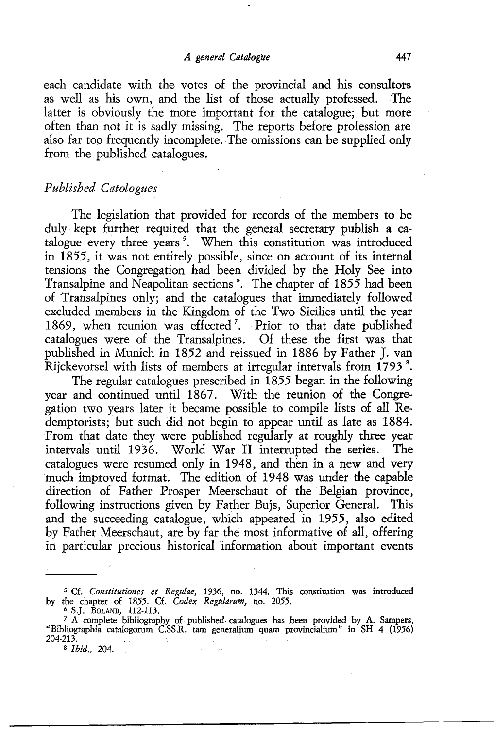each candidate with the votes of the provincial and his consultors as well as his own, and the list of those actually professed. The latter is obviously the more important for the catalogue; but more often than not it is sadly missing. The reports before profession are also far too frequently incomplete. The omissions can be supplied only from the published catalogues.

### *Published Catologues*

The legislation that provided for records of the members to be duly kept further required that the general secretary publish a catalogue every three years [5]. When this constitution was introduced in 1855, it was not entirely possible, since on account of its internal tensions the Congregation had been divided by the Holy See into Transalpine and Neapolitan sections [6]. The chapter of 1855 had been of Transalpines only; and the catalogues that immediately followed excluded members in the Kingdom of the Two Sicilies until the year 1869, when reunion was effected [7]. Prior to that date published catalogues were of the Transalpines. Of these the first was that published in Munich in 1852 and reissued in 1886 by Father J. van Rijckevorsel with lists of members at irregular intervals from 1793 [8].

The regular catalogues prescribed in 1855 began in the following year and continued until 1867. With the reunion of the Congregation two years later it became possible to compile lists of all Redemptorists; but such did not begin to appear until as late as 1884. From that date they were published regularly at roughly three year intervals until 1936. World War II interrupted the series. The catalogues were resumed only in 1948, and then in a new and very much improved format. The edition of 1948 was under the capable direction of Father Prosper Meerschaut of the Belgian province, following instructions given by Father Bujs, Superior General. This and the succeeding catalogue, which appeared in 1955, also edited by Father Meerschaut, are by far the most informative of all, offering in particular precious historical information about important events

---

[5] Cf. *Constitutiones et Regulae,* 1936, no. 1344. This constitution was introduced by the chapter of 1855. Cf. *Codex Regularum,* no. 2055.

[6] S.J. Boland, 112-113.

[7] A complete bibliography of published catalogues has been provided by A. Sampers, "Bibliographia catalogorum C.SS.R. tam generalium quam provincialium" in SH 4 (1956) 204-213.

[8] *Ibid.,* 204.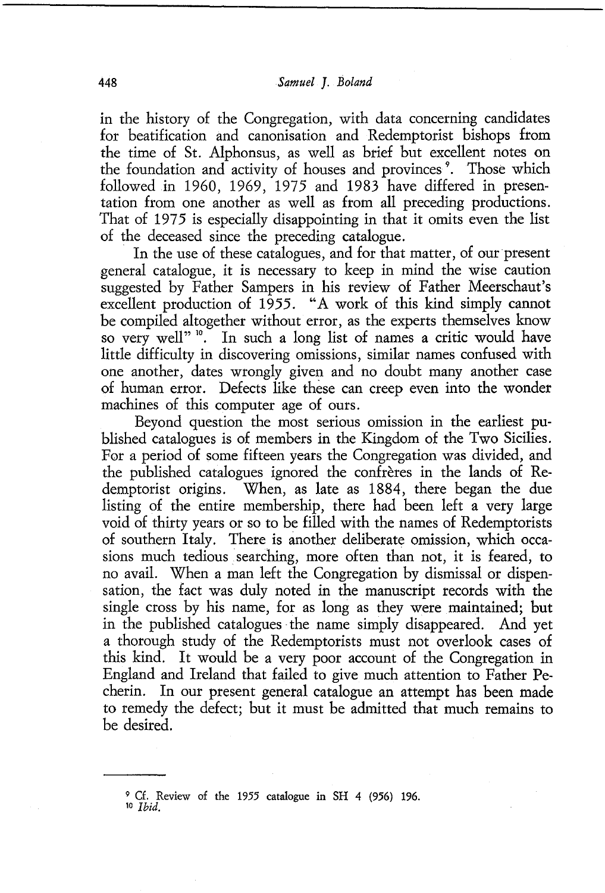in the history of the Congregation, with data concerning candidates for beatification and canonisation and Redemptorist bishops from the time of St. Alphonsus, as well as brief but excellent notes on the foundation and activity of houses and provinces [9]. Those which followed in 1960, 1969, 1975 and 1983 have differed in presentation from one another as well as from all preceding productions. That of 1975 is especially disappointing in that it omits even the list of the deceased since the preceding catalogue.

In the use of these catalogues, and for that matter, of our present general catalogue, it is necessary to keep in mind the wise caution suggested by Father Sampers in his review of Father Meerschaut's excellent production of 1955. "A work of this kind simply cannot be compiled altogether without error, as the experts themselves know so very well" [10]. In such a long list of names a critic would have little difficulty in discovering omissions, similar names confused with one another, dates wrongly given and no doubt many another case of human error. Defects like these can creep even into the wonder machines of this computer age of ours.

Beyond question the most serious omission in the earliest published catalogues is of members in the Kingdom of the Two Sicilies. For a period of some fifteen years the Congregation was divided, and the published catalogues ignored the confrères in the lands of Redemptorist origins. When, as late as 1884, there began the due listing of the entire membership, there had been left a very large void of thirty years or so to be filled with the names of Redemptorists of southern Italy. There is another deliberate omission, which occasions much tedious searching, more often than not, it is feared, to no avail. When a man left the Congregation by dismissal or dispensation, the fact was duly noted in the manuscript records with the single cross by his name, for as long as they were maintained; but in the published catalogues the name simply disappeared. And yet a thorough study of the Redemptorists must not overlook cases of this kind. It would be a very poor account of the Congregation in England and Ireland that failed to give much attention to Father Pecherin. In our present general catalogue an attempt has been made to remedy the defect; but it must be admitted that much remains to be desired.

---

[9] Cf. Review of the 1955 catalogue in SH 4 (956) 196.

[10] *Ibid.*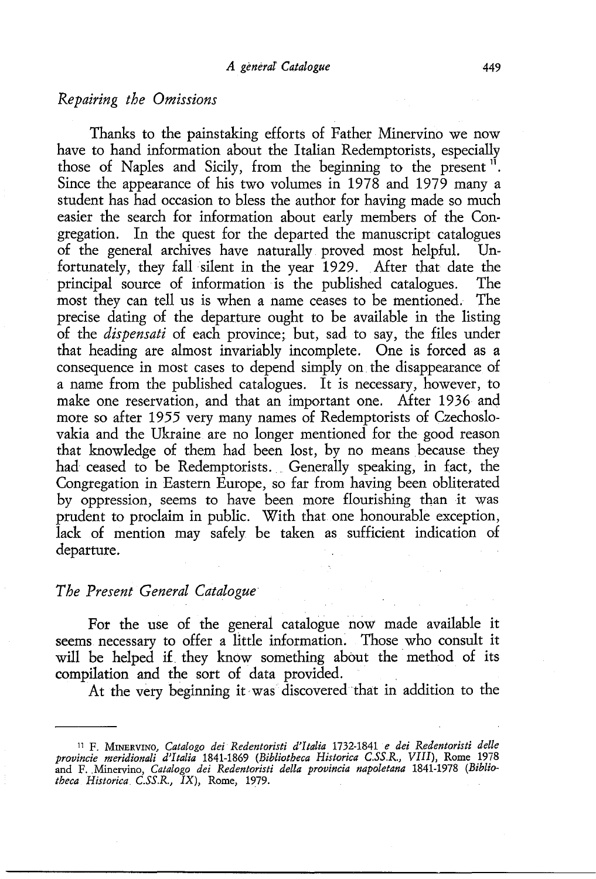## *Repairing the Omissions*

Thanks to the painstaking efforts of Father Minervino we now have to hand information about the Italian Redemptorists, especially those of Naples and Sicily, from the beginning to the present [11]. Since the appearance of his two volumes in 1978 and 1979 many a student has had occasion to bless the author for having made so much easier the search for information about early members of the Congregation. In the quest for the departed the manuscript catalogues of the general archives have naturally proved most helpful. Unfortunately, they fall silent in the year 1929. After that date the principal source of information is the published catalogues. The most they can tell us is when a name ceases to be mentioned. The precise dating of the departure ought to be available in the listing of the *dispensati* of each province; but, sad to say, the files under that heading are almost invariably incomplete. One is forced as a consequence in most cases to depend simply on the disappearance of a name from the published catalogues. It is necessary, however, to make one reservation, and that an important one. After 1936 and more so after 1955 very many names of Redemptorists of Czechoslovakia and the Ukraine are no longer mentioned for the good reason that knowledge of them had been lost, by no means because they had ceased to be Redemptorists. Generally speaking, in fact, the Congregation in Eastern Europe, so far from having been obliterated by oppression, seems to have been more flourishing than it was prudent to proclaim in public. With that one honourable exception, lack of mention may safely be taken as sufficient indication of departure.

## *The Present General Catalogue*

For the use of the general catalogue now made available it seems necessary to offer a little information. Those who consult it will be helped if they know something about the method of its compilation and the sort of data provided.

At the very beginning it was discovered that in addition to the

---

[11] F. Minervino, *Catalogo dei Redentoristi d'Italia* 1732-1841 *e dei Redentoristi delle provincie meridionali d'Italia* 1841-1869 (*Bibliotheca Historica C.SS.R., VIII*), Rome 1978 and F. Minervino, *Catalogo dei Redentoristi della provincia napoletana* 1841-1978 (*Bibliotheca Historica C.SS.R., IX*), Rome, 1979.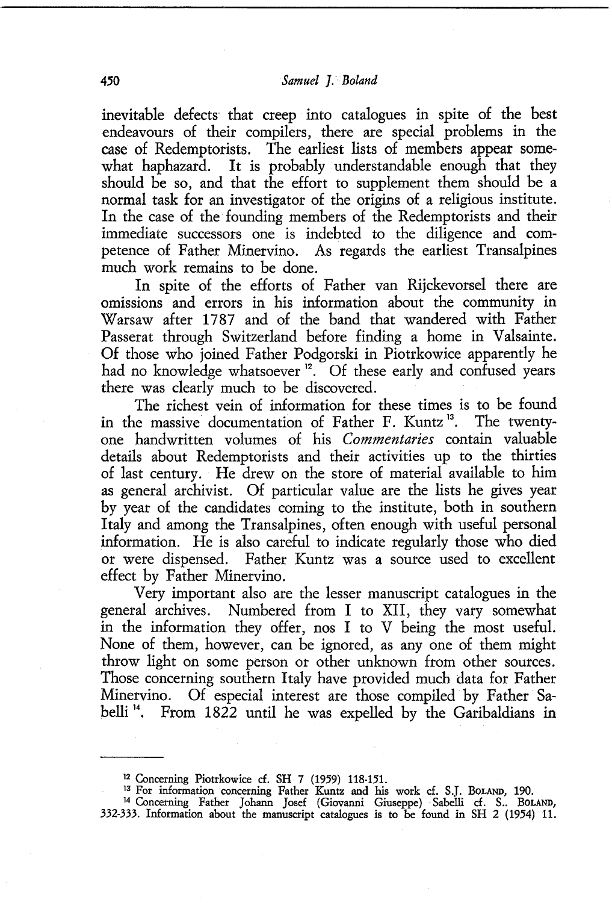inevitable defects that creep into catalogues in spite of the best endeavours of their compilers, there are special problems in the case of Redemptorists. The earliest lists of members appear somewhat haphazard. It is probably understandable enough that they should be so, and that the effort to supplement them should be a normal task for an investigator of the origins of a religious institute. In the case of the founding members of the Redemptorists and their immediate successors one is indebted to the diligence and competence of Father Minervino. As regards the earliest Transalpines much work remains to be done.

In spite of the efforts of Father van Rijckevorsel there are omissions and errors in his information about the community in Warsaw after 1787 and of the band that wandered with Father Passerat through Switzerland before finding a home in Valsainte. Of those who joined Father Podgorski in Piotrkowice apparently he had no knowledge whatsoever [12]. Of these early and confused years there was clearly much to be discovered.

The richest vein of information for these times is to be found in the massive documentation of Father F. Kuntz [13]. The twenty-one handwritten volumes of his *Commentaries* contain valuable details about Redemptorists and their activities up to the thirties of last century. He drew on the store of material available to him as general archivist. Of particular value are the lists he gives year by year of the candidates coming to the institute, both in southern Italy and among the Transalpines, often enough with useful personal information. He is also careful to indicate regularly those who died or were dispensed. Father Kuntz was a source used to excellent effect by Father Minervino.

Very important also are the lesser manuscript catalogues in the general archives. Numbered from I to XII, they vary somewhat in the information they offer, nos I to V being the most useful. None of them, however, can be ignored, as any one of them might throw light on some person or other unknown from other sources. Those concerning southern Italy have provided much data for Father Minervino. Of especial interest are those compiled by Father Sabelli [14]. From 1822 until he was expelled by the Garibaldians in

---

[12] Concerning Piotrkowice cf. SH 7 (1959) 118-151.

[13] For information concerning Father Kuntz and his work cf. S.J. Boland, 190.

[14] Concerning Father Johann Josef (Giovanni Giuseppe) Sabelli cf. S.. Boland, 332-333. Information about the manuscript catalogues is to be found in SH 2 (1954) 11.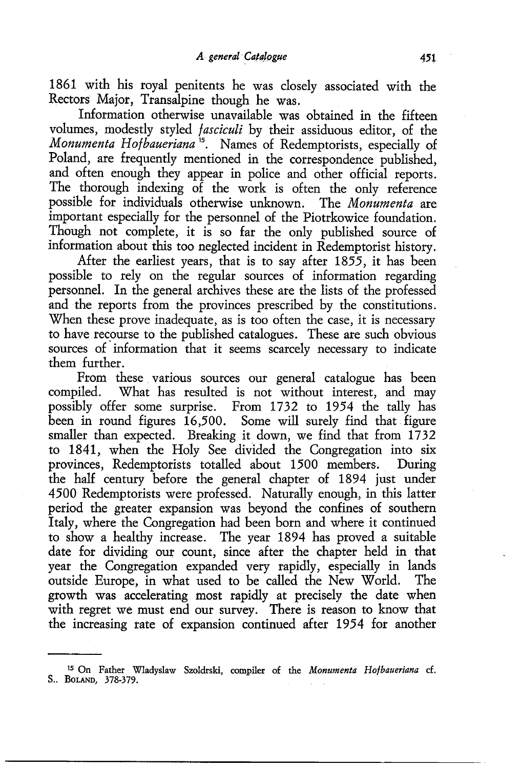1861 with his royal penitents he was closely associated with the Rectors Major, Transalpine though he was.

Information otherwise unavailable was obtained in the fifteen volumes, modestly styled *fasciculi* by their assiduous editor, of the *Monumenta Hofbaueriana* [15]. Names of Redemptorists, especially of Poland, are frequently mentioned in the correspondence published, and often enough they appear in police and other official reports. The thorough indexing of the work is often the only reference possible for individuals otherwise unknown. The *Monumenta* are important especially for the personnel of the Piotrkowice foundation. Though not complete, it is so far the only published source of information about this too neglected incident in Redemptorist history.

After the earliest years, that is to say after 1855, it has been possible to rely on the regular sources of information regarding personnel. In the general archives these are the lists of the professed and the reports from the provinces prescribed by the constitutions. When these prove inadequate, as is too often the case, it is necessary to have recourse to the published catalogues. These are such obvious sources of information that it seems scarcely necessary to indicate them further.

From these various sources our general catalogue has been compiled. What has resulted is not without interest, and may possibly offer some surprise. From 1732 to 1954 the tally has been in round figures 16,500. Some will surely find that figure smaller than expected. Breaking it down, we find that from 1732 to 1841, when the Holy See divided the Congregation into six provinces, Redemptorists totalled about 1500 members. During the half century before the general chapter of 1894 just under 4500 Redemptorists were professed. Naturally enough, in this latter period the greater expansion was beyond the confines of southern Italy, where the Congregation had been born and where it continued to show a healthy increase. The year 1894 has proved a suitable date for dividing our count, since after the chapter held in that year the Congregation expanded very rapidly, especially in lands outside Europe, in what used to be called the New World. The growth was accelerating most rapidly at precisely the date when with regret we must end our survey. There is reason to know that the increasing rate of expansion continued after 1954 for another

---

[15] On Father Wladyslaw Szoldrski, compiler of the *Monumenta Hofbaueriana* cf. S.. BOLAND, 378-379.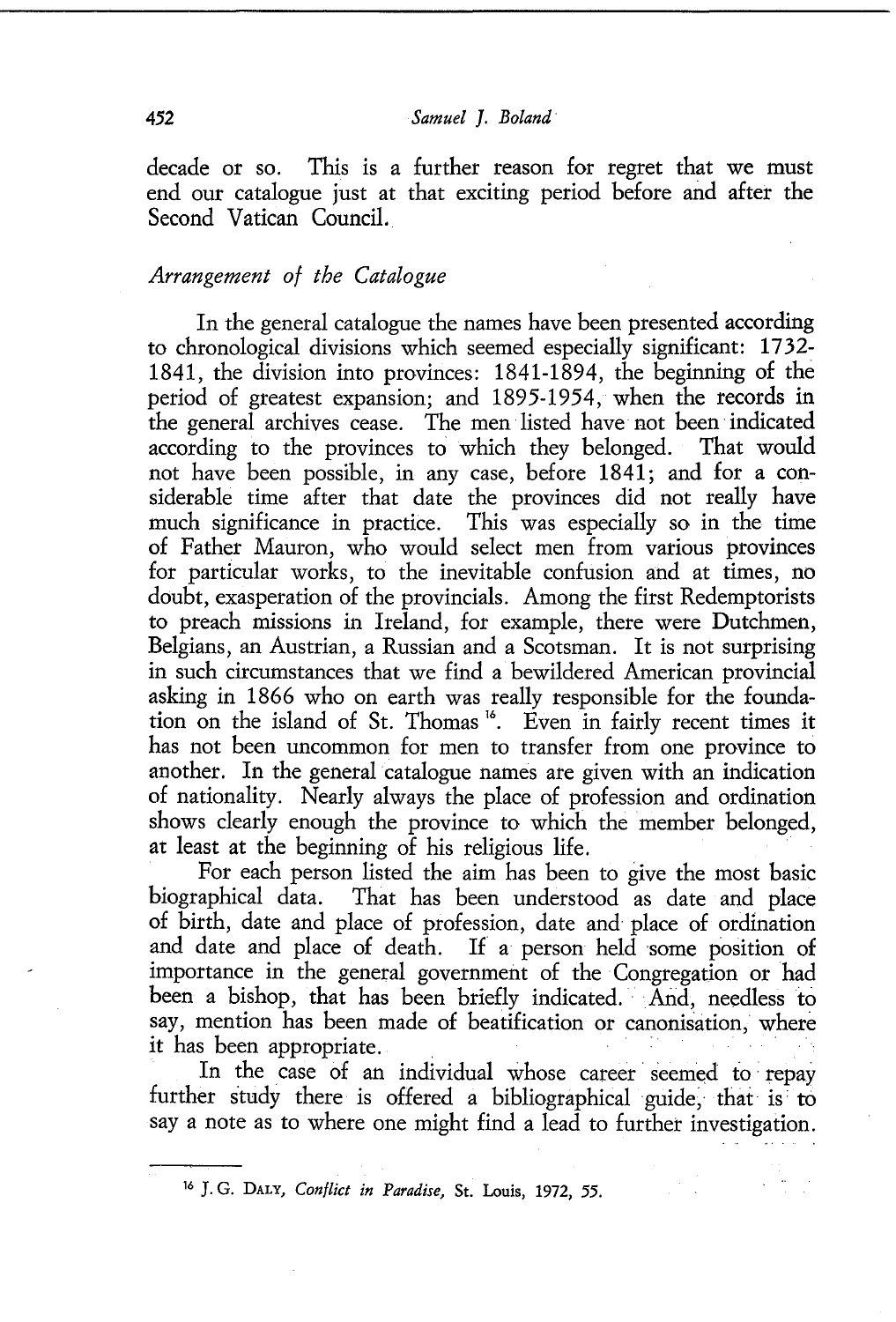decade or so. This is a further reason for regret that we must end our catalogue just at that exciting period before and after the Second Vatican Council.

### *Arrangement of the Catalogue*

In the general catalogue the names have been presented according to chronological divisions which seemed especially significant: 1732-1841, the division into provinces: 1841-1894, the beginning of the period of greatest expansion; and 1895-1954, when the records in the general archives cease. The men listed have not been indicated according to the provinces to which they belonged. That would not have been possible, in any case, before 1841; and for a considerable time after that date the provinces did not really have much significance in practice. This was especially so in the time of Father Mauron, who would select men from various provinces for particular works, to the inevitable confusion and at times, no doubt, exasperation of the provincials. Among the first Redemptorists to preach missions in Ireland, for example, there were Dutchmen, Belgians, an Austrian, a Russian and a Scotsman. It is not surprising in such circumstances that we find a bewildered American provincial asking in 1866 who on earth was really responsible for the foundation on the island of St. Thomas [16]. Even in fairly recent times it has not been uncommon for men to transfer from one province to another. In the general catalogue names are given with an indication of nationality. Nearly always the place of profession and ordination shows clearly enough the province to which the member belonged, at least at the beginning of his religious life.

For each person listed the aim has been to give the most basic biographical data. That has been understood as date and place of birth, date and place of profession, date and place of ordination and date and place of death. If a person held some position of importance in the general government of the Congregation or had been a bishop, that has been briefly indicated. And, needless to say, mention has been made of beatification or canonisation, where it has been appropriate.

In the case of an individual whose career seemed to repay further study there is offered a bibliographical guide, that is to say a note as to where one might find a lead to further investigation.

---

[16] J. G. DALY, *Conflict in Paradise*, St. Louis, 1972, 55.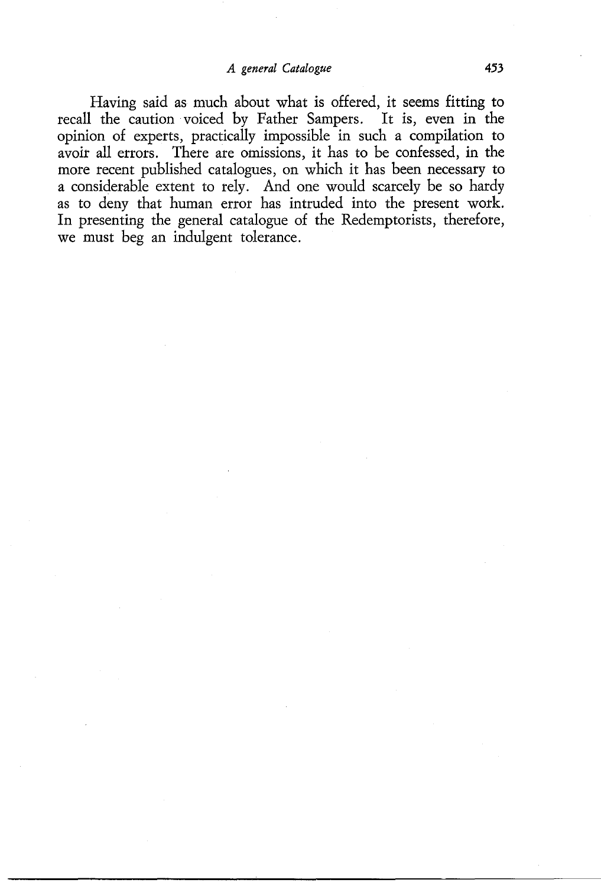Having said as much about what is offered, it seems fitting to recall the caution voiced by Father Sampers. It is, even in the opinion of experts, practically impossible in such a compilation to avoir all errors. There are omissions, it has to be confessed, in the more recent published catalogues, on which it has been necessary to a considerable extent to rely. And one would scarcely be so hardy as to deny that human error has intruded into the present work. In presenting the general catalogue of the Redemptorists, therefore, we must beg an indulgent tolerance.